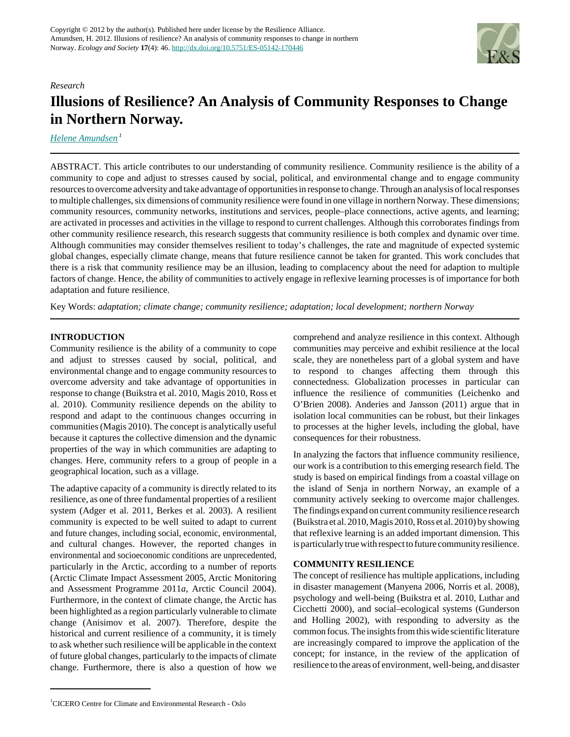Copyright © 2012 by the author(s). Published here under license by the Resilience Alliance.
Amundsen, H. 2012. Illusions of resilience? An analysis of community responses to change in northern Norway. *Ecology and Society* **17**(4): 46. http://dx.doi.org/10.5751/ES-05142-170446

*Research*

# Illusions of Resilience? An Analysis of Community Responses to Change in Northern Norway.

*Helene Amundsen*[1]

ABSTRACT. This article contributes to our understanding of community resilience. Community resilience is the ability of a community to cope and adjust to stresses caused by social, political, and environmental change and to engage community resources to overcome adversity and take advantage of opportunities in response to change. Through an analysis of local responses to multiple challenges, six dimensions of community resilience were found in one village in northern Norway. These dimensions; community resources, community networks, institutions and services, people–place connections, active agents, and learning; are activated in processes and activities in the village to respond to current challenges. Although this corroborates findings from other community resilience research, this research suggests that community resilience is both complex and dynamic over time. Although communities may consider themselves resilient to today's challenges, the rate and magnitude of expected systemic global changes, especially climate change, means that future resilience cannot be taken for granted. This work concludes that there is a risk that community resilience may be an illusion, leading to complacency about the need for adaption to multiple factors of change. Hence, the ability of communities to actively engage in reflexive learning processes is of importance for both adaptation and future resilience.

Key Words: *adaptation; climate change; community resilience; adaptation; local development; northern Norway*

## INTRODUCTION

Community resilience is the ability of a community to cope and adjust to stresses caused by social, political, and environmental change and to engage community resources to overcome adversity and take advantage of opportunities in response to change (Buikstra et al. 2010, Magis 2010, Ross et al. 2010). Community resilience depends on the ability to respond and adapt to the continuous changes occurring in communities (Magis 2010). The concept is analytically useful because it captures the collective dimension and the dynamic properties of the way in which communities are adapting to changes. Here, community refers to a group of people in a geographical location, such as a village.

The adaptive capacity of a community is directly related to its resilience, as one of three fundamental properties of a resilient system (Adger et al. 2011, Berkes et al. 2003). A resilient community is expected to be well suited to adapt to current and future changes, including social, economic, environmental, and cultural changes. However, the reported changes in environmental and socioeconomic conditions are unprecedented, particularly in the Arctic, according to a number of reports (Arctic Climate Impact Assessment 2005, Arctic Monitoring and Assessment Programme 2011*a*, Arctic Council 2004). Furthermore, in the context of climate change, the Arctic has been highlighted as a region particularly vulnerable to climate change (Anisimov et al. 2007). Therefore, despite the historical and current resilience of a community, it is timely to ask whether such resilience will be applicable in the context of future global changes, particularly to the impacts of climate change. Furthermore, there is also a question of how we comprehend and analyze resilience in this context. Although communities may perceive and exhibit resilience at the local scale, they are nonetheless part of a global system and have to respond to changes affecting them through this connectedness. Globalization processes in particular can influence the resilience of communities (Leichenko and O'Brien 2008). Anderies and Jansson (2011) argue that in isolation local communities can be robust, but their linkages to processes at the higher levels, including the global, have consequences for their robustness.

In analyzing the factors that influence community resilience, our work is a contribution to this emerging research field. The study is based on empirical findings from a coastal village on the island of Senja in northern Norway, an example of a community actively seeking to overcome major challenges. The findings expand on current community resilience research (Buikstra et al. 2010, Magis 2010, Ross et al. 2010) by showing that reflexive learning is an added important dimension. This is particularly true with respect to future community resilience.

## COMMUNITY RESILIENCE

The concept of resilience has multiple applications, including in disaster management (Manyena 2006, Norris et al. 2008), psychology and well-being (Buikstra et al. 2010, Luthar and Cicchetti 2000), and social–ecological systems (Gunderson and Holling 2002), with responding to adversity as the common focus. The insights from this wide scientific literature are increasingly compared to improve the application of the concept; for instance, in the review of the application of resilience to the areas of environment, well-being, and disaster

[1]CICERO Centre for Climate and Environmental Research - Oslo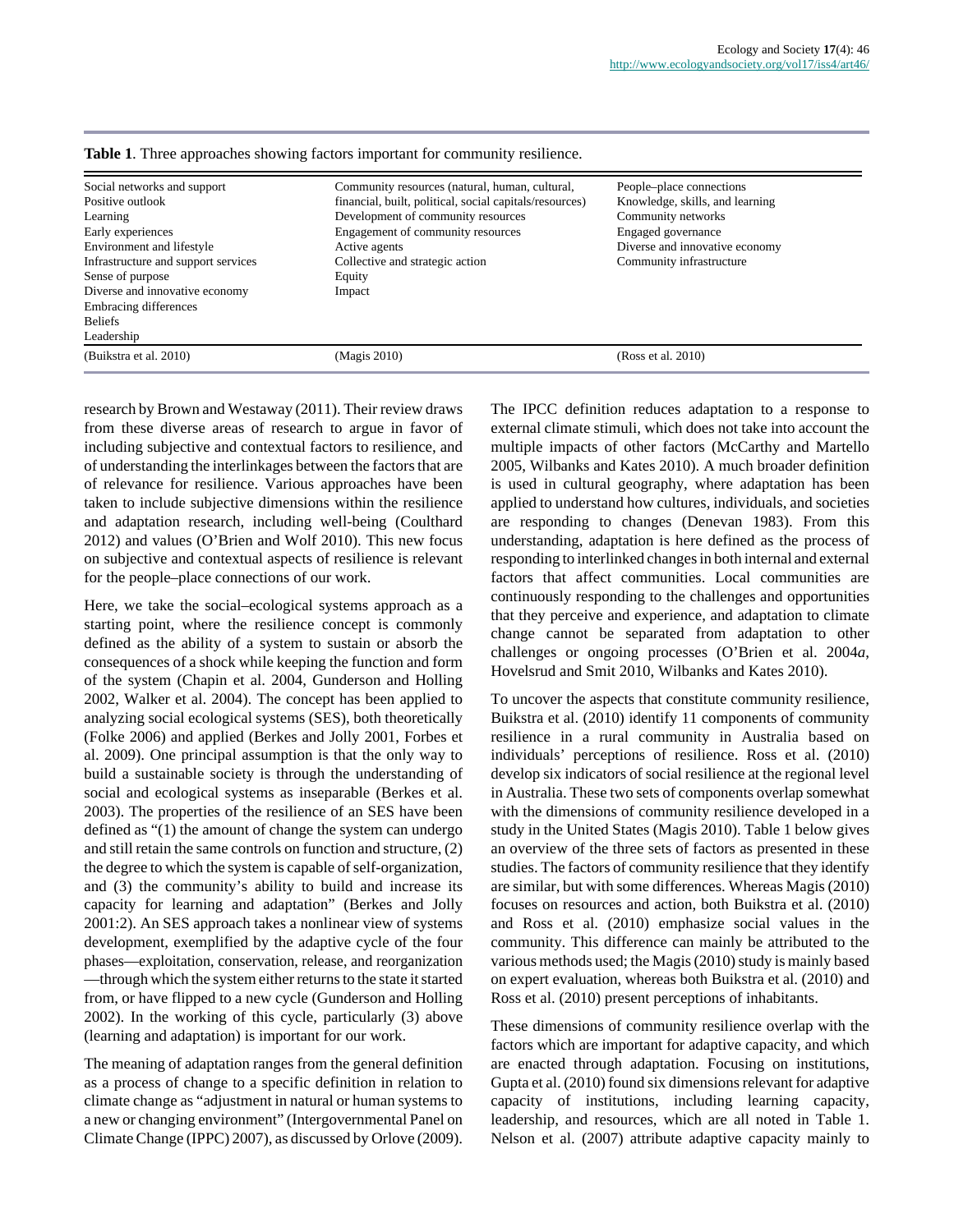**Table 1**. Three approaches showing factors important for community resilience.

| (Buikstra et al. 2010) | (Magis 2010) | (Ross et al. 2010) |
|---|---|---|
| Social networks and support | Community resources (natural, human, cultural, financial, built, political, social capitals/resources) | People–place connections |
| Positive outlook | Development of community resources | Knowledge, skills, and learning |
| Learning | Engagement of community resources | Community networks |
| Early experiences | Active agents | Engaged governance |
| Environment and lifestyle | Collective and strategic action | Diverse and innovative economy |
| Infrastructure and support services | Equity | Community infrastructure |
| Sense of purpose | Impact | |
| Diverse and innovative economy | | |
| Embracing differences | | |
| Beliefs | | |
| Leadership | | |

research by Brown and Westaway (2011). Their review draws from these diverse areas of research to argue in favor of including subjective and contextual factors to resilience, and of understanding the interlinkages between the factors that are of relevance for resilience. Various approaches have been taken to include subjective dimensions within the resilience and adaptation research, including well-being (Coulthard 2012) and values (O'Brien and Wolf 2010). This new focus on subjective and contextual aspects of resilience is relevant for the people–place connections of our work.

Here, we take the social–ecological systems approach as a starting point, where the resilience concept is commonly defined as the ability of a system to sustain or absorb the consequences of a shock while keeping the function and form of the system (Chapin et al. 2004, Gunderson and Holling 2002, Walker et al. 2004). The concept has been applied to analyzing social ecological systems (SES), both theoretically (Folke 2006) and applied (Berkes and Jolly 2001, Forbes et al. 2009). One principal assumption is that the only way to build a sustainable society is through the understanding of social and ecological systems as inseparable (Berkes et al. 2003). The properties of the resilience of an SES have been defined as "(1) the amount of change the system can undergo and still retain the same controls on function and structure, (2) the degree to which the system is capable of self-organization, and (3) the community's ability to build and increase its capacity for learning and adaptation" (Berkes and Jolly 2001:2). An SES approach takes a nonlinear view of systems development, exemplified by the adaptive cycle of the four phases—exploitation, conservation, release, and reorganization—through which the system either returns to the state it started from, or have flipped to a new cycle (Gunderson and Holling 2002). In the working of this cycle, particularly (3) above (learning and adaptation) is important for our work.

The meaning of adaptation ranges from the general definition as a process of change to a specific definition in relation to climate change as "adjustment in natural or human systems to a new or changing environment" (Intergovernmental Panel on Climate Change (IPPC) 2007), as discussed by Orlove (2009). The IPCC definition reduces adaptation to a response to external climate stimuli, which does not take into account the multiple impacts of other factors (McCarthy and Martello 2005, Wilbanks and Kates 2010). A much broader definition is used in cultural geography, where adaptation has been applied to understand how cultures, individuals, and societies are responding to changes (Denevan 1983). From this understanding, adaptation is here defined as the process of responding to interlinked changes in both internal and external factors that affect communities. Local communities are continuously responding to the challenges and opportunities that they perceive and experience, and adaptation to climate change cannot be separated from adaptation to other challenges or ongoing processes (O'Brien et al. 2004*a*, Hovelsrud and Smit 2010, Wilbanks and Kates 2010).

To uncover the aspects that constitute community resilience, Buikstra et al. (2010) identify 11 components of community resilience in a rural community in Australia based on individuals' perceptions of resilience. Ross et al. (2010) develop six indicators of social resilience at the regional level in Australia. These two sets of components overlap somewhat with the dimensions of community resilience developed in a study in the United States (Magis 2010). Table 1 below gives an overview of the three sets of factors as presented in these studies. The factors of community resilience that they identify are similar, but with some differences. Whereas Magis (2010) focuses on resources and action, both Buikstra et al. (2010) and Ross et al. (2010) emphasize social values in the community. This difference can mainly be attributed to the various methods used; the Magis (2010) study is mainly based on expert evaluation, whereas both Buikstra et al. (2010) and Ross et al. (2010) present perceptions of inhabitants.

These dimensions of community resilience overlap with the factors which are important for adaptive capacity, and which are enacted through adaptation. Focusing on institutions, Gupta et al. (2010) found six dimensions relevant for adaptive capacity of institutions, including learning capacity, leadership, and resources, which are all noted in Table 1. Nelson et al. (2007) attribute adaptive capacity mainly to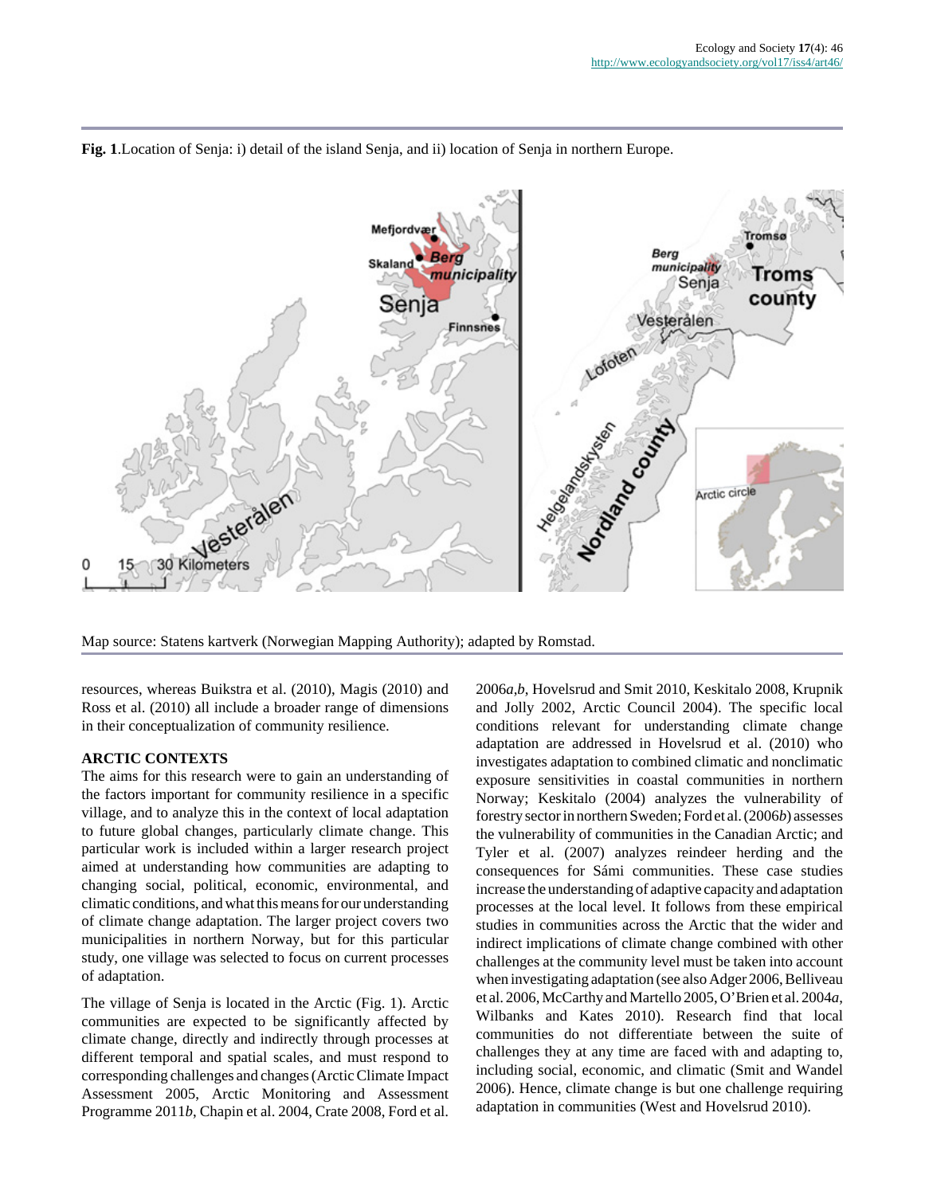**Fig. 1**.Location of Senja: i) detail of the island Senja, and ii) location of Senja in northern Europe.

Map source: Statens kartverk (Norwegian Mapping Authority); adapted by Romstad.

resources, whereas Buikstra et al. (2010), Magis (2010) and Ross et al. (2010) all include a broader range of dimensions in their conceptualization of community resilience.

## ARCTIC CONTEXTS

The aims for this research were to gain an understanding of the factors important for community resilience in a specific village, and to analyze this in the context of local adaptation to future global changes, particularly climate change. This particular work is included within a larger research project aimed at understanding how communities are adapting to changing social, political, economic, environmental, and climatic conditions, and what this means for our understanding of climate change adaptation. The larger project covers two municipalities in northern Norway, but for this particular study, one village was selected to focus on current processes of adaptation.

The village of Senja is located in the Arctic (Fig. 1). Arctic communities are expected to be significantly affected by climate change, directly and indirectly through processes at different temporal and spatial scales, and must respond to corresponding challenges and changes (Arctic Climate Impact Assessment 2005, Arctic Monitoring and Assessment Programme 2011*b*, Chapin et al. 2004, Crate 2008, Ford et al. 2006*a*,*b*, Hovelsrud and Smit 2010, Keskitalo 2008, Krupnik and Jolly 2002, Arctic Council 2004). The specific local conditions relevant for understanding climate change adaptation are addressed in Hovelsrud et al. (2010) who investigates adaptation to combined climatic and nonclimatic exposure sensitivities in coastal communities in northern Norway; Keskitalo (2004) analyzes the vulnerability of forestry sector in northern Sweden; Ford et al. (2006*b*) assesses the vulnerability of communities in the Canadian Arctic; and Tyler et al. (2007) analyzes reindeer herding and the consequences for Sámi communities. These case studies increase the understanding of adaptive capacity and adaptation processes at the local level. It follows from these empirical studies in communities across the Arctic that the wider and indirect implications of climate change combined with other challenges at the community level must be taken into account when investigating adaptation (see also Adger 2006, Belliveau et al. 2006, McCarthy and Martello 2005, O'Brien et al. 2004*a*, Wilbanks and Kates 2010). Research find that local communities do not differentiate between the suite of challenges they at any time are faced with and adapting to, including social, economic, and climatic (Smit and Wandel 2006). Hence, climate change is but one challenge requiring adaptation in communities (West and Hovelsrud 2010).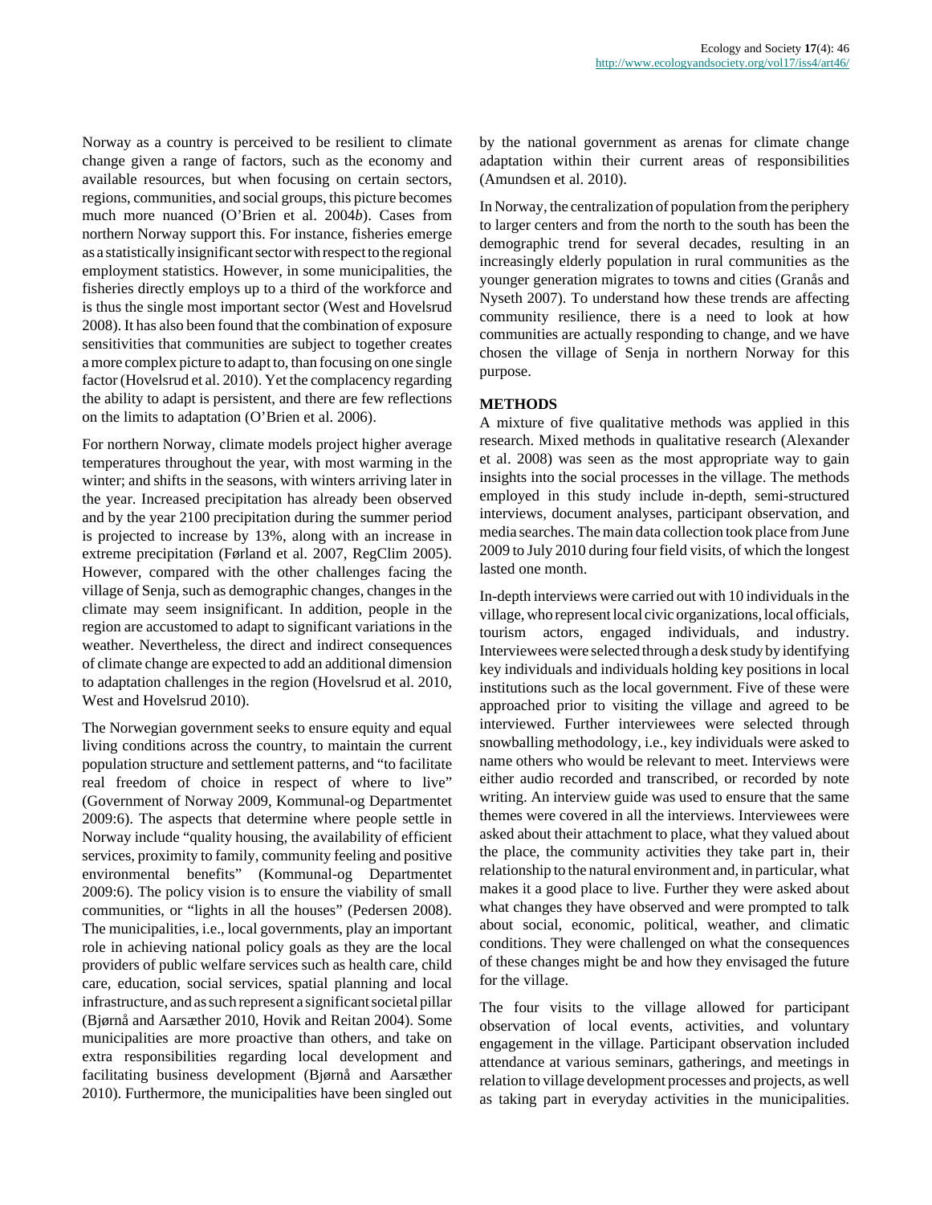Norway as a country is perceived to be resilient to climate change given a range of factors, such as the economy and available resources, but when focusing on certain sectors, regions, communities, and social groups, this picture becomes much more nuanced (O'Brien et al. 2004*b*). Cases from northern Norway support this. For instance, fisheries emerge as a statistically insignificant sector with respect to the regional employment statistics. However, in some municipalities, the fisheries directly employs up to a third of the workforce and is thus the single most important sector (West and Hovelsrud 2008). It has also been found that the combination of exposure sensitivities that communities are subject to together creates a more complex picture to adapt to, than focusing on one single factor (Hovelsrud et al. 2010). Yet the complacency regarding the ability to adapt is persistent, and there are few reflections on the limits to adaptation (O'Brien et al. 2006).

For northern Norway, climate models project higher average temperatures throughout the year, with most warming in the winter; and shifts in the seasons, with winters arriving later in the year. Increased precipitation has already been observed and by the year 2100 precipitation during the summer period is projected to increase by 13%, along with an increase in extreme precipitation (Førland et al. 2007, RegClim 2005). However, compared with the other challenges facing the village of Senja, such as demographic changes, changes in the climate may seem insignificant. In addition, people in the region are accustomed to adapt to significant variations in the weather. Nevertheless, the direct and indirect consequences of climate change are expected to add an additional dimension to adaptation challenges in the region (Hovelsrud et al. 2010, West and Hovelsrud 2010).

The Norwegian government seeks to ensure equity and equal living conditions across the country, to maintain the current population structure and settlement patterns, and "to facilitate real freedom of choice in respect of where to live" (Government of Norway 2009, Kommunal-og Departmentet 2009:6). The aspects that determine where people settle in Norway include "quality housing, the availability of efficient services, proximity to family, community feeling and positive environmental benefits" (Kommunal-og Departmentet 2009:6). The policy vision is to ensure the viability of small communities, or "lights in all the houses" (Pedersen 2008). The municipalities, i.e., local governments, play an important role in achieving national policy goals as they are the local providers of public welfare services such as health care, child care, education, social services, spatial planning and local infrastructure, and as such represent a significant societal pillar (Bjørnå and Aarsæther 2010, Hovik and Reitan 2004). Some municipalities are more proactive than others, and take on extra responsibilities regarding local development and facilitating business development (Bjørnå and Aarsæther 2010). Furthermore, the municipalities have been singled out by the national government as arenas for climate change adaptation within their current areas of responsibilities (Amundsen et al. 2010).

In Norway, the centralization of population from the periphery to larger centers and from the north to the south has been the demographic trend for several decades, resulting in an increasingly elderly population in rural communities as the younger generation migrates to towns and cities (Granås and Nyseth 2007). To understand how these trends are affecting community resilience, there is a need to look at how communities are actually responding to change, and we have chosen the village of Senja in northern Norway for this purpose.

## METHODS

A mixture of five qualitative methods was applied in this research. Mixed methods in qualitative research (Alexander et al. 2008) was seen as the most appropriate way to gain insights into the social processes in the village. The methods employed in this study include in-depth, semi-structured interviews, document analyses, participant observation, and media searches. The main data collection took place from June 2009 to July 2010 during four field visits, of which the longest lasted one month.

In-depth interviews were carried out with 10 individuals in the village, who represent local civic organizations, local officials, tourism actors, engaged individuals, and industry. Interviewees were selected through a desk study by identifying key individuals and individuals holding key positions in local institutions such as the local government. Five of these were approached prior to visiting the village and agreed to be interviewed. Further interviewees were selected through snowballing methodology, i.e., key individuals were asked to name others who would be relevant to meet. Interviews were either audio recorded and transcribed, or recorded by note writing. An interview guide was used to ensure that the same themes were covered in all the interviews. Interviewees were asked about their attachment to place, what they valued about the place, the community activities they take part in, their relationship to the natural environment and, in particular, what makes it a good place to live. Further they were asked about what changes they have observed and were prompted to talk about social, economic, political, weather, and climatic conditions. They were challenged on what the consequences of these changes might be and how they envisaged the future for the village.

The four visits to the village allowed for participant observation of local events, activities, and voluntary engagement in the village. Participant observation included attendance at various seminars, gatherings, and meetings in relation to village development processes and projects, as well as taking part in everyday activities in the municipalities.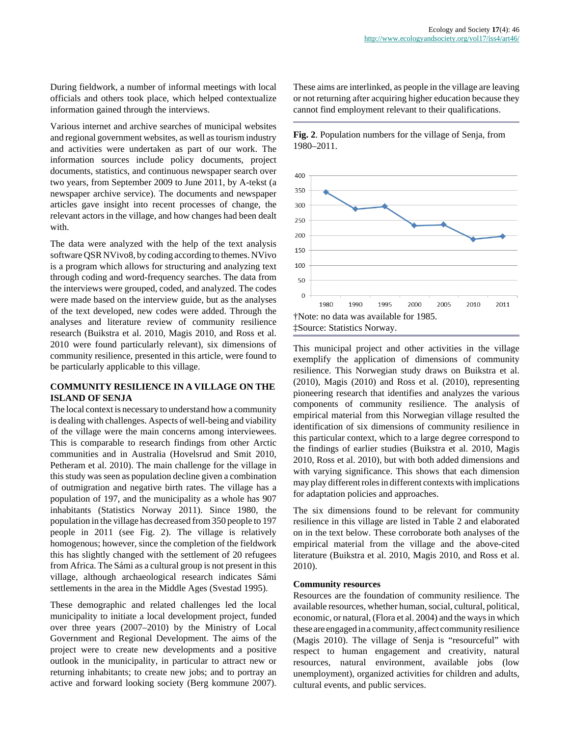During fieldwork, a number of informal meetings with local officials and others took place, which helped contextualize information gained through the interviews.

Various internet and archive searches of municipal websites and regional government websites, as well as tourism industry and activities were undertaken as part of our work. The information sources include policy documents, project documents, statistics, and continuous newspaper search over two years, from September 2009 to June 2011, by A-tekst (a newspaper archive service). The documents and newspaper articles gave insight into recent processes of change, the relevant actors in the village, and how changes had been dealt with.

The data were analyzed with the help of the text analysis software QSR NVivo8, by coding according to themes. NVivo is a program which allows for structuring and analyzing text through coding and word-frequency searches. The data from the interviews were grouped, coded, and analyzed. The codes were made based on the interview guide, but as the analyses of the text developed, new codes were added. Through the analyses and literature review of community resilience research (Buikstra et al. 2010, Magis 2010, and Ross et al. 2010 were found particularly relevant), six dimensions of community resilience, presented in this article, were found to be particularly applicable to this village.

## COMMUNITY RESILIENCE IN A VILLAGE ON THE ISLAND OF SENJA

The local context is necessary to understand how a community is dealing with challenges. Aspects of well-being and viability of the village were the main concerns among interviewees. This is comparable to research findings from other Arctic communities and in Australia (Hovelsrud and Smit 2010, Petheram et al. 2010). The main challenge for the village in this study was seen as population decline given a combination of outmigration and negative birth rates. The village has a population of 197, and the municipality as a whole has 907 inhabitants (Statistics Norway 2011). Since 1980, the population in the village has decreased from 350 people to 197 people in 2011 (see Fig. 2). The village is relatively homogenous; however, since the completion of the fieldwork this has slightly changed with the settlement of 20 refugees from Africa. The Sámi as a cultural group is not present in this village, although archaeological research indicates Sámi settlements in the area in the Middle Ages (Svestad 1995).

These demographic and related challenges led the local municipality to initiate a local development project, funded over three years (2007–2010) by the Ministry of Local Government and Regional Development. The aims of the project were to create new developments and a positive outlook in the municipality, in particular to attract new or returning inhabitants; to create new jobs; and to portray an active and forward looking society (Berg kommune 2007). These aims are interlinked, as people in the village are leaving or not returning after acquiring higher education because they cannot find employment relevant to their qualifications.

**Fig. 2**. Population numbers for the village of Senja, from 1980–2011.

†Note: no data was available for 1985.
‡Source: Statistics Norway.

This municipal project and other activities in the village exemplify the application of dimensions of community resilience. This Norwegian study draws on Buikstra et al. (2010), Magis (2010) and Ross et al. (2010), representing pioneering research that identifies and analyzes the various components of community resilience. The analysis of empirical material from this Norwegian village resulted the identification of six dimensions of community resilience in this particular context, which to a large degree correspond to the findings of earlier studies (Buikstra et al. 2010, Magis 2010, Ross et al. 2010), but with both added dimensions and with varying significance. This shows that each dimension may play different roles in different contexts with implications for adaptation policies and approaches.

The six dimensions found to be relevant for community resilience in this village are listed in Table 2 and elaborated on in the text below. These corroborate both analyses of the empirical material from the village and the above-cited literature (Buikstra et al. 2010, Magis 2010, and Ross et al. 2010).

### Community resources

Resources are the foundation of community resilience. The available resources, whether human, social, cultural, political, economic, or natural, (Flora et al. 2004) and the ways in which these are engaged in a community, affect community resilience (Magis 2010). The village of Senja is "resourceful" with respect to human engagement and creativity, natural resources, natural environment, available jobs (low unemployment), organized activities for children and adults, cultural events, and public services.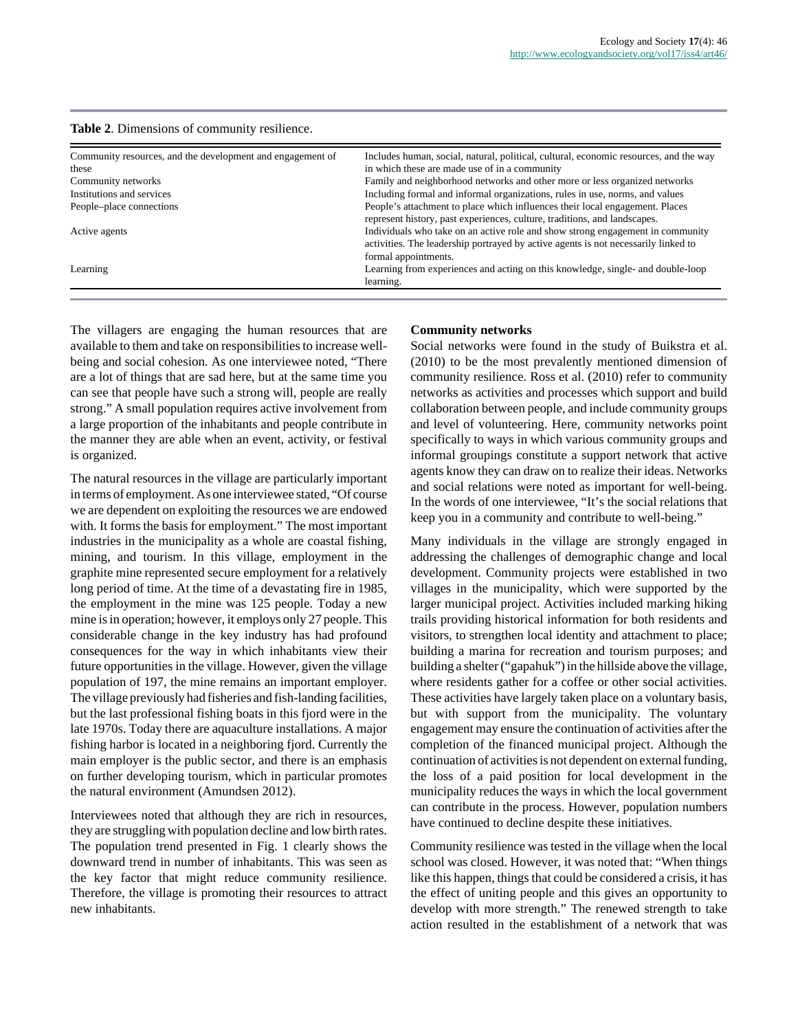**Table 2**. Dimensions of community resilience.

| | |
|---|---|
| Community resources, and the development and engagement of these | Includes human, social, natural, political, cultural, economic resources, and the way in which these are made use of in a community |
| Community networks | Family and neighborhood networks and other more or less organized networks |
| Institutions and services | Including formal and informal organizations, rules in use, norms, and values |
| People–place connections | People's attachment to place which influences their local engagement. Places represent history, past experiences, culture, traditions, and landscapes. |
| Active agents | Individuals who take on an active role and show strong engagement in community activities. The leadership portrayed by active agents is not necessarily linked to formal appointments. |
| Learning | Learning from experiences and acting on this knowledge, single- and double-loop learning. |

The villagers are engaging the human resources that are available to them and take on responsibilities to increase well-being and social cohesion. As one interviewee noted, "There are a lot of things that are sad here, but at the same time you can see that people have such a strong will, people are really strong." A small population requires active involvement from a large proportion of the inhabitants and people contribute in the manner they are able when an event, activity, or festival is organized.

The natural resources in the village are particularly important in terms of employment. As one interviewee stated, "Of course we are dependent on exploiting the resources we are endowed with. It forms the basis for employment." The most important industries in the municipality as a whole are coastal fishing, mining, and tourism. In this village, employment in the graphite mine represented secure employment for a relatively long period of time. At the time of a devastating fire in 1985, the employment in the mine was 125 people. Today a new mine is in operation; however, it employs only 27 people. This considerable change in the key industry has had profound consequences for the way in which inhabitants view their future opportunities in the village. However, given the village population of 197, the mine remains an important employer. The village previously had fisheries and fish-landing facilities, but the last professional fishing boats in this fjord were in the late 1970s. Today there are aquaculture installations. A major fishing harbor is located in a neighboring fjord. Currently the main employer is the public sector, and there is an emphasis on further developing tourism, which in particular promotes the natural environment (Amundsen 2012).

Interviewees noted that although they are rich in resources, they are struggling with population decline and low birth rates. The population trend presented in Fig. 1 clearly shows the downward trend in number of inhabitants. This was seen as the key factor that might reduce community resilience. Therefore, the village is promoting their resources to attract new inhabitants.

### Community networks

Social networks were found in the study of Buikstra et al. (2010) to be the most prevalently mentioned dimension of community resilience. Ross et al. (2010) refer to community networks as activities and processes which support and build collaboration between people, and include community groups and level of volunteering. Here, community networks point specifically to ways in which various community groups and informal groupings constitute a support network that active agents know they can draw on to realize their ideas. Networks and social relations were noted as important for well-being. In the words of one interviewee, "It's the social relations that keep you in a community and contribute to well-being."

Many individuals in the village are strongly engaged in addressing the challenges of demographic change and local development. Community projects were established in two villages in the municipality, which were supported by the larger municipal project. Activities included marking hiking trails providing historical information for both residents and visitors, to strengthen local identity and attachment to place; building a marina for recreation and tourism purposes; and building a shelter ("gapahuk") in the hillside above the village, where residents gather for a coffee or other social activities. These activities have largely taken place on a voluntary basis, but with support from the municipality. The voluntary engagement may ensure the continuation of activities after the completion of the financed municipal project. Although the continuation of activities is not dependent on external funding, the loss of a paid position for local development in the municipality reduces the ways in which the local government can contribute in the process. However, population numbers have continued to decline despite these initiatives.

Community resilience was tested in the village when the local school was closed. However, it was noted that: "When things like this happen, things that could be considered a crisis, it has the effect of uniting people and this gives an opportunity to develop with more strength." The renewed strength to take action resulted in the establishment of a network that was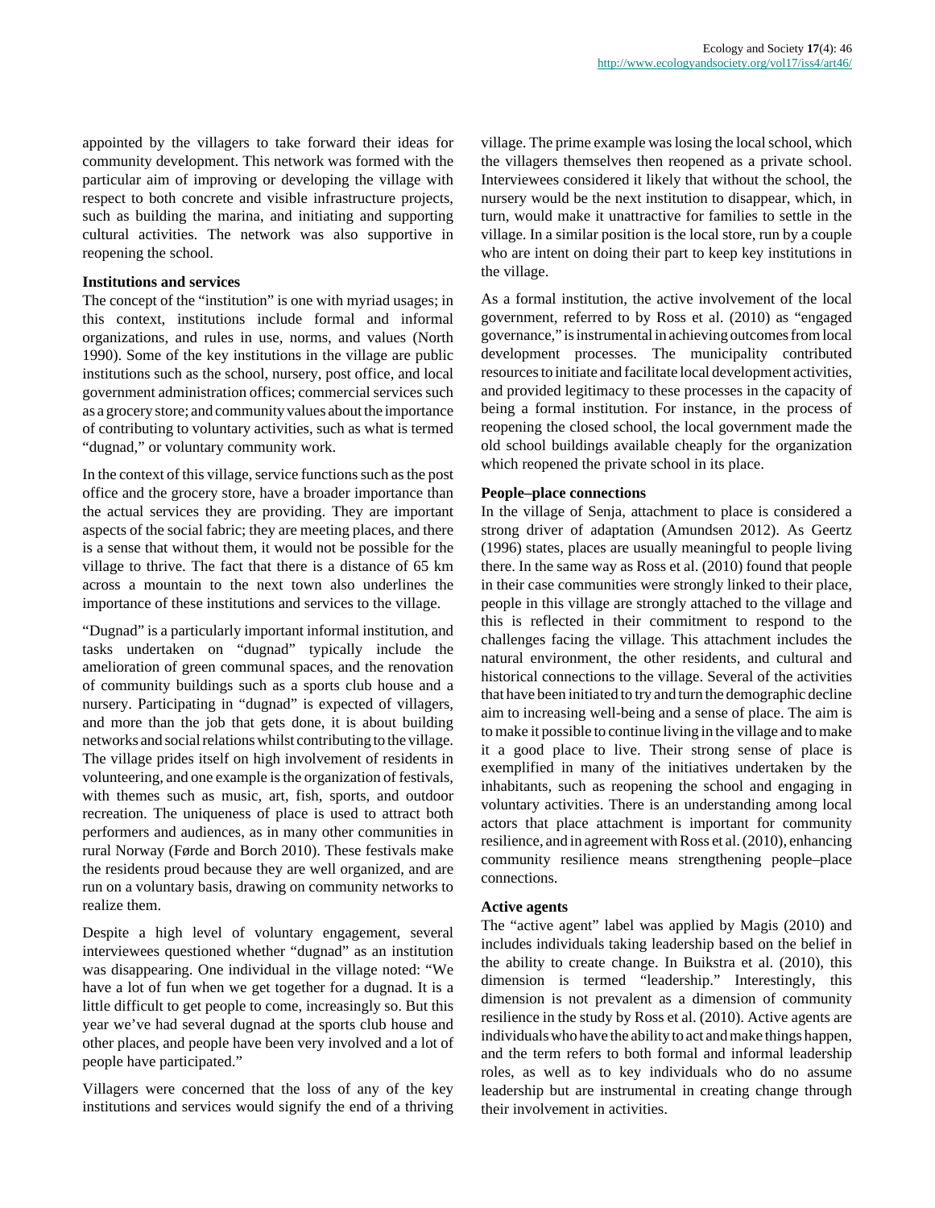appointed by the villagers to take forward their ideas for community development. This network was formed with the particular aim of improving or developing the village with respect to both concrete and visible infrastructure projects, such as building the marina, and initiating and supporting cultural activities. The network was also supportive in reopening the school.

### Institutions and services

The concept of the "institution" is one with myriad usages; in this context, institutions include formal and informal organizations, and rules in use, norms, and values (North 1990). Some of the key institutions in the village are public institutions such as the school, nursery, post office, and local government administration offices; commercial services such as a grocery store; and community values about the importance of contributing to voluntary activities, such as what is termed "dugnad," or voluntary community work.

In the context of this village, service functions such as the post office and the grocery store, have a broader importance than the actual services they are providing. They are important aspects of the social fabric; they are meeting places, and there is a sense that without them, it would not be possible for the village to thrive. The fact that there is a distance of 65 km across a mountain to the next town also underlines the importance of these institutions and services to the village.

"Dugnad" is a particularly important informal institution, and tasks undertaken on "dugnad" typically include the amelioration of green communal spaces, and the renovation of community buildings such as a sports club house and a nursery. Participating in "dugnad" is expected of villagers, and more than the job that gets done, it is about building networks and social relations whilst contributing to the village. The village prides itself on high involvement of residents in volunteering, and one example is the organization of festivals, with themes such as music, art, fish, sports, and outdoor recreation. The uniqueness of place is used to attract both performers and audiences, as in many other communities in rural Norway (Førde and Borch 2010). These festivals make the residents proud because they are well organized, and are run on a voluntary basis, drawing on community networks to realize them.

Despite a high level of voluntary engagement, several interviewees questioned whether "dugnad" as an institution was disappearing. One individual in the village noted: "We have a lot of fun when we get together for a dugnad. It is a little difficult to get people to come, increasingly so. But this year we've had several dugnad at the sports club house and other places, and people have been very involved and a lot of people have participated."

Villagers were concerned that the loss of any of the key institutions and services would signify the end of a thriving village. The prime example was losing the local school, which the villagers themselves then reopened as a private school. Interviewees considered it likely that without the school, the nursery would be the next institution to disappear, which, in turn, would make it unattractive for families to settle in the village. In a similar position is the local store, run by a couple who are intent on doing their part to keep key institutions in the village.

As a formal institution, the active involvement of the local government, referred to by Ross et al. (2010) as "engaged governance," is instrumental in achieving outcomes from local development processes. The municipality contributed resources to initiate and facilitate local development activities, and provided legitimacy to these processes in the capacity of being a formal institution. For instance, in the process of reopening the closed school, the local government made the old school buildings available cheaply for the organization which reopened the private school in its place.

### People–place connections

In the village of Senja, attachment to place is considered a strong driver of adaptation (Amundsen 2012). As Geertz (1996) states, places are usually meaningful to people living there. In the same way as Ross et al. (2010) found that people in their case communities were strongly linked to their place, people in this village are strongly attached to the village and this is reflected in their commitment to respond to the challenges facing the village. This attachment includes the natural environment, the other residents, and cultural and historical connections to the village. Several of the activities that have been initiated to try and turn the demographic decline aim to increasing well-being and a sense of place. The aim is to make it possible to continue living in the village and to make it a good place to live. Their strong sense of place is exemplified in many of the initiatives undertaken by the inhabitants, such as reopening the school and engaging in voluntary activities. There is an understanding among local actors that place attachment is important for community resilience, and in agreement with Ross et al. (2010), enhancing community resilience means strengthening people–place connections.

### Active agents

The "active agent" label was applied by Magis (2010) and includes individuals taking leadership based on the belief in the ability to create change. In Buikstra et al. (2010), this dimension is termed "leadership." Interestingly, this dimension is not prevalent as a dimension of community resilience in the study by Ross et al. (2010). Active agents are individuals who have the ability to act and make things happen, and the term refers to both formal and informal leadership roles, as well as to key individuals who do no assume leadership but are instrumental in creating change through their involvement in activities.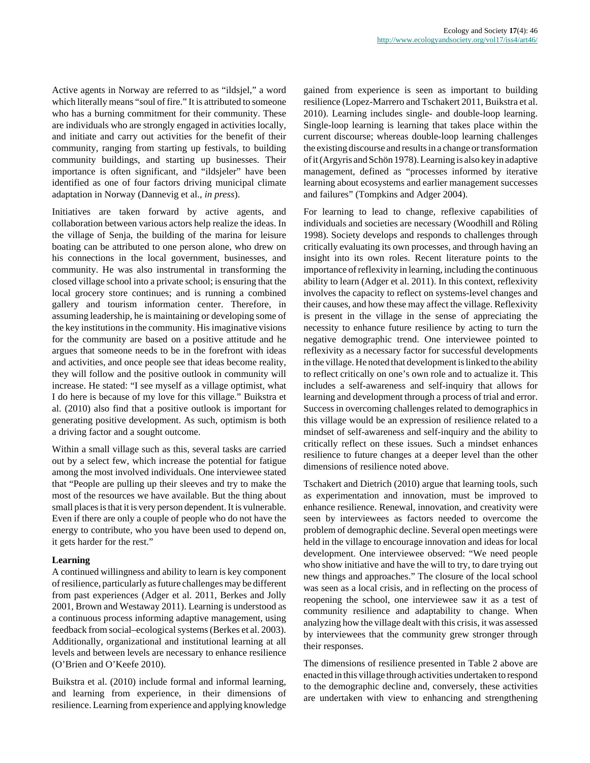Active agents in Norway are referred to as "ildsjel," a word which literally means "soul of fire." It is attributed to someone who has a burning commitment for their community. These are individuals who are strongly engaged in activities locally, and initiate and carry out activities for the benefit of their community, ranging from starting up festivals, to building community buildings, and starting up businesses. Their importance is often significant, and "ildsjeler" have been identified as one of four factors driving municipal climate adaptation in Norway (Dannevig et al., *in press*).

Initiatives are taken forward by active agents, and collaboration between various actors help realize the ideas. In the village of Senja, the building of the marina for leisure boating can be attributed to one person alone, who drew on his connections in the local government, businesses, and community. He was also instrumental in transforming the closed village school into a private school; is ensuring that the local grocery store continues; and is running a combined gallery and tourism information center. Therefore, in assuming leadership, he is maintaining or developing some of the key institutions in the community. His imaginative visions for the community are based on a positive attitude and he argues that someone needs to be in the forefront with ideas and activities, and once people see that ideas become reality, they will follow and the positive outlook in community will increase. He stated: "I see myself as a village optimist, what I do here is because of my love for this village." Buikstra et al. (2010) also find that a positive outlook is important for generating positive development. As such, optimism is both a driving factor and a sought outcome.

Within a small village such as this, several tasks are carried out by a select few, which increase the potential for fatigue among the most involved individuals. One interviewee stated that "People are pulling up their sleeves and try to make the most of the resources we have available. But the thing about small places is that it is very person dependent. It is vulnerable. Even if there are only a couple of people who do not have the energy to contribute, who you have been used to depend on, it gets harder for the rest."

**Learning**

A continued willingness and ability to learn is key component of resilience, particularly as future challenges may be different from past experiences (Adger et al. 2011, Berkes and Jolly 2001, Brown and Westaway 2011). Learning is understood as a continuous process informing adaptive management, using feedback from social–ecological systems (Berkes et al. 2003). Additionally, organizational and institutional learning at all levels and between levels are necessary to enhance resilience (O'Brien and O'Keefe 2010).

Buikstra et al. (2010) include formal and informal learning, and learning from experience, in their dimensions of resilience. Learning from experience and applying knowledge gained from experience is seen as important to building resilience (Lopez-Marrero and Tschakert 2011, Buikstra et al. 2010). Learning includes single- and double-loop learning. Single-loop learning is learning that takes place within the current discourse; whereas double-loop learning challenges the existing discourse and results in a change or transformation of it (Argyris and Schön 1978). Learning is also key in adaptive management, defined as "processes informed by iterative learning about ecosystems and earlier management successes and failures" (Tompkins and Adger 2004).

For learning to lead to change, reflexive capabilities of individuals and societies are necessary (Woodhill and Röling 1998). Society develops and responds to challenges through critically evaluating its own processes, and through having an insight into its own roles. Recent literature points to the importance of reflexivity in learning, including the continuous ability to learn (Adger et al. 2011). In this context, reflexivity involves the capacity to reflect on systems-level changes and their causes, and how these may affect the village. Reflexivity is present in the village in the sense of appreciating the necessity to enhance future resilience by acting to turn the negative demographic trend. One interviewee pointed to reflexivity as a necessary factor for successful developments in the village. He noted that development is linked to the ability to reflect critically on one's own role and to actualize it. This includes a self-awareness and self-inquiry that allows for learning and development through a process of trial and error. Success in overcoming challenges related to demographics in this village would be an expression of resilience related to a mindset of self-awareness and self-inquiry and the ability to critically reflect on these issues. Such a mindset enhances resilience to future changes at a deeper level than the other dimensions of resilience noted above.

Tschakert and Dietrich (2010) argue that learning tools, such as experimentation and innovation, must be improved to enhance resilience. Renewal, innovation, and creativity were seen by interviewees as factors needed to overcome the problem of demographic decline. Several open meetings were held in the village to encourage innovation and ideas for local development. One interviewee observed: "We need people who show initiative and have the will to try, to dare trying out new things and approaches." The closure of the local school was seen as a local crisis, and in reflecting on the process of reopening the school, one interviewee saw it as a test of community resilience and adaptability to change. When analyzing how the village dealt with this crisis, it was assessed by interviewees that the community grew stronger through their responses.

The dimensions of resilience presented in Table 2 above are enacted in this village through activities undertaken to respond to the demographic decline and, conversely, these activities are undertaken with view to enhancing and strengthening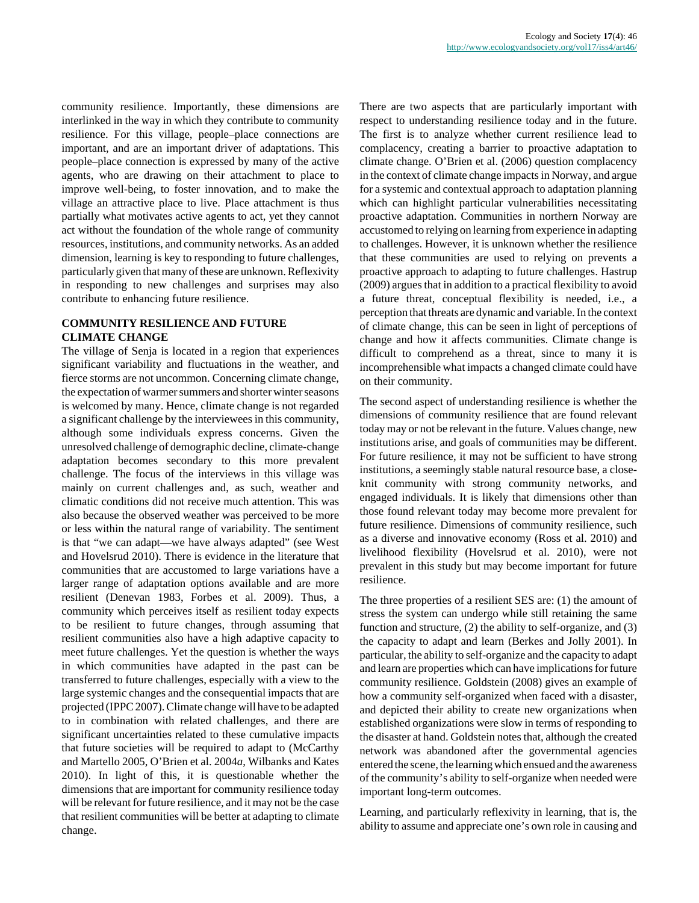community resilience. Importantly, these dimensions are interlinked in the way in which they contribute to community resilience. For this village, people–place connections are important, and are an important driver of adaptations. This people–place connection is expressed by many of the active agents, who are drawing on their attachment to place to improve well-being, to foster innovation, and to make the village an attractive place to live. Place attachment is thus partially what motivates active agents to act, yet they cannot act without the foundation of the whole range of community resources, institutions, and community networks. As an added dimension, learning is key to responding to future challenges, particularly given that many of these are unknown. Reflexivity in responding to new challenges and surprises may also contribute to enhancing future resilience.

## COMMUNITY RESILIENCE AND FUTURE CLIMATE CHANGE

The village of Senja is located in a region that experiences significant variability and fluctuations in the weather, and fierce storms are not uncommon. Concerning climate change, the expectation of warmer summers and shorter winter seasons is welcomed by many. Hence, climate change is not regarded a significant challenge by the interviewees in this community, although some individuals express concerns. Given the unresolved challenge of demographic decline, climate-change adaptation becomes secondary to this more prevalent challenge. The focus of the interviews in this village was mainly on current challenges and, as such, weather and climatic conditions did not receive much attention. This was also because the observed weather was perceived to be more or less within the natural range of variability. The sentiment is that "we can adapt—we have always adapted" (see West and Hovelsrud 2010). There is evidence in the literature that communities that are accustomed to large variations have a larger range of adaptation options available and are more resilient (Denevan 1983, Forbes et al. 2009). Thus, a community which perceives itself as resilient today expects to be resilient to future changes, through assuming that resilient communities also have a high adaptive capacity to meet future challenges. Yet the question is whether the ways in which communities have adapted in the past can be transferred to future challenges, especially with a view to the large systemic changes and the consequential impacts that are projected (IPPC 2007). Climate change will have to be adapted to in combination with related challenges, and there are significant uncertainties related to these cumulative impacts that future societies will be required to adapt to (McCarthy and Martello 2005, O'Brien et al. 2004*a*, Wilbanks and Kates 2010). In light of this, it is questionable whether the dimensions that are important for community resilience today will be relevant for future resilience, and it may not be the case that resilient communities will be better at adapting to climate change.

There are two aspects that are particularly important with respect to understanding resilience today and in the future. The first is to analyze whether current resilience lead to complacency, creating a barrier to proactive adaptation to climate change. O'Brien et al. (2006) question complacency in the context of climate change impacts in Norway, and argue for a systemic and contextual approach to adaptation planning which can highlight particular vulnerabilities necessitating proactive adaptation. Communities in northern Norway are accustomed to relying on learning from experience in adapting to challenges. However, it is unknown whether the resilience that these communities are used to relying on prevents a proactive approach to adapting to future challenges. Hastrup (2009) argues that in addition to a practical flexibility to avoid a future threat, conceptual flexibility is needed, i.e., a perception that threats are dynamic and variable. In the context of climate change, this can be seen in light of perceptions of change and how it affects communities. Climate change is difficult to comprehend as a threat, since to many it is incomprehensible what impacts a changed climate could have on their community.

The second aspect of understanding resilience is whether the dimensions of community resilience that are found relevant today may or not be relevant in the future. Values change, new institutions arise, and goals of communities may be different. For future resilience, it may not be sufficient to have strong institutions, a seemingly stable natural resource base, a close-knit community with strong community networks, and engaged individuals. It is likely that dimensions other than those found relevant today may become more prevalent for future resilience. Dimensions of community resilience, such as a diverse and innovative economy (Ross et al. 2010) and livelihood flexibility (Hovelsrud et al. 2010), were not prevalent in this study but may become important for future resilience.

The three properties of a resilient SES are: (1) the amount of stress the system can undergo while still retaining the same function and structure, (2) the ability to self-organize, and (3) the capacity to adapt and learn (Berkes and Jolly 2001). In particular, the ability to self-organize and the capacity to adapt and learn are properties which can have implications for future community resilience. Goldstein (2008) gives an example of how a community self-organized when faced with a disaster, and depicted their ability to create new organizations when established organizations were slow in terms of responding to the disaster at hand. Goldstein notes that, although the created network was abandoned after the governmental agencies entered the scene, the learning which ensued and the awareness of the community's ability to self-organize when needed were important long-term outcomes.

Learning, and particularly reflexivity in learning, that is, the ability to assume and appreciate one's own role in causing and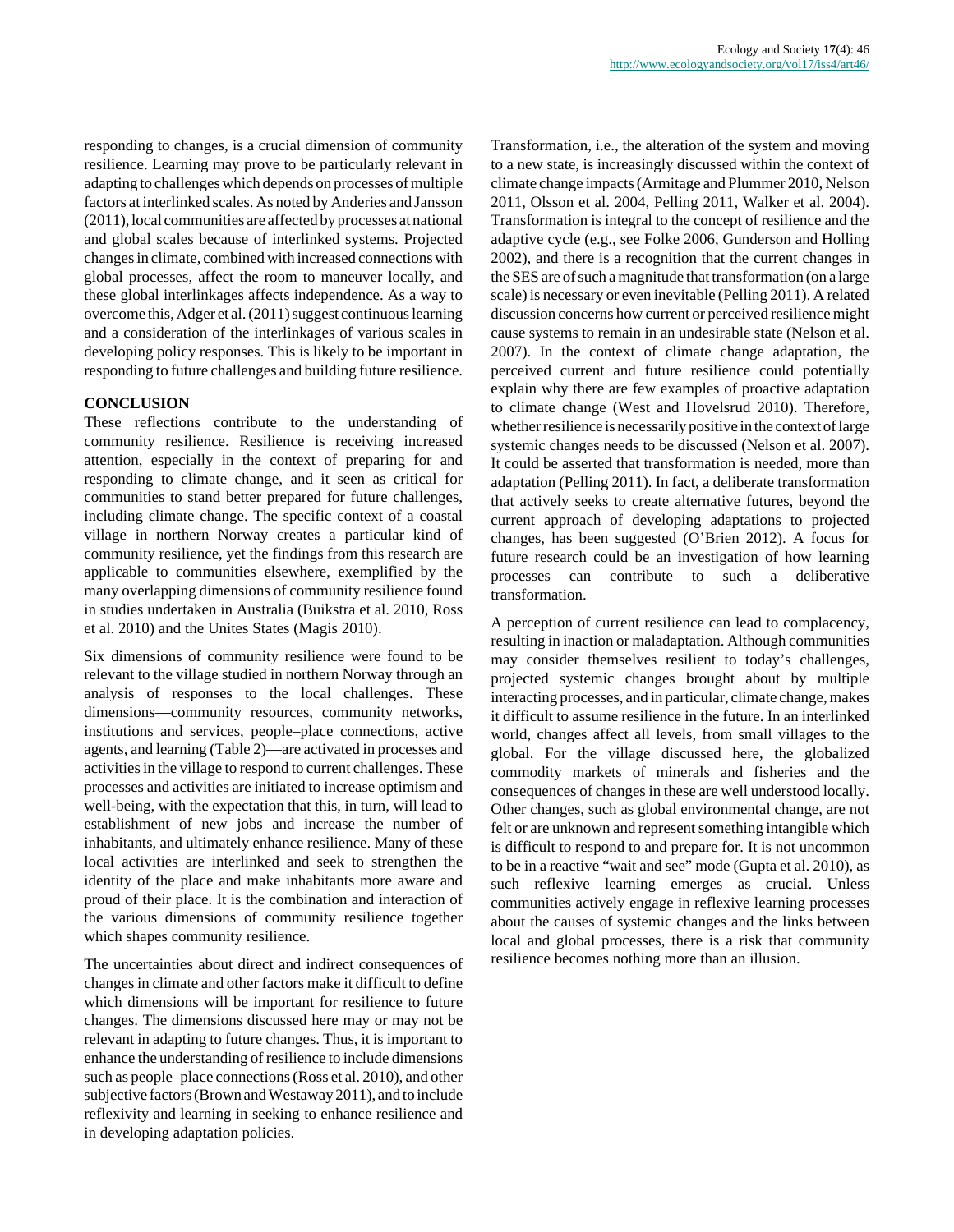responding to changes, is a crucial dimension of community resilience. Learning may prove to be particularly relevant in adapting to challenges which depends on processes of multiple factors at interlinked scales. As noted by Anderies and Jansson (2011), local communities are affected by processes at national and global scales because of interlinked systems. Projected changes in climate, combined with increased connections with global processes, affect the room to maneuver locally, and these global interlinkages affects independence. As a way to overcome this, Adger et al. (2011) suggest continuous learning and a consideration of the interlinkages of various scales in developing policy responses. This is likely to be important in responding to future challenges and building future resilience.

## CONCLUSION

These reflections contribute to the understanding of community resilience. Resilience is receiving increased attention, especially in the context of preparing for and responding to climate change, and it seen as critical for communities to stand better prepared for future challenges, including climate change. The specific context of a coastal village in northern Norway creates a particular kind of community resilience, yet the findings from this research are applicable to communities elsewhere, exemplified by the many overlapping dimensions of community resilience found in studies undertaken in Australia (Buikstra et al. 2010, Ross et al. 2010) and the Unites States (Magis 2010).

Six dimensions of community resilience were found to be relevant to the village studied in northern Norway through an analysis of responses to the local challenges. These dimensions—community resources, community networks, institutions and services, people–place connections, active agents, and learning (Table 2)—are activated in processes and activities in the village to respond to current challenges. These processes and activities are initiated to increase optimism and well-being, with the expectation that this, in turn, will lead to establishment of new jobs and increase the number of inhabitants, and ultimately enhance resilience. Many of these local activities are interlinked and seek to strengthen the identity of the place and make inhabitants more aware and proud of their place. It is the combination and interaction of the various dimensions of community resilience together which shapes community resilience.

The uncertainties about direct and indirect consequences of changes in climate and other factors make it difficult to define which dimensions will be important for resilience to future changes. The dimensions discussed here may or may not be relevant in adapting to future changes. Thus, it is important to enhance the understanding of resilience to include dimensions such as people–place connections (Ross et al. 2010), and other subjective factors (Brown and Westaway 2011), and to include reflexivity and learning in seeking to enhance resilience and in developing adaptation policies.

Transformation, i.e., the alteration of the system and moving to a new state, is increasingly discussed within the context of climate change impacts (Armitage and Plummer 2010, Nelson 2011, Olsson et al. 2004, Pelling 2011, Walker et al. 2004). Transformation is integral to the concept of resilience and the adaptive cycle (e.g., see Folke 2006, Gunderson and Holling 2002), and there is a recognition that the current changes in the SES are of such a magnitude that transformation (on a large scale) is necessary or even inevitable (Pelling 2011). A related discussion concerns how current or perceived resilience might cause systems to remain in an undesirable state (Nelson et al. 2007). In the context of climate change adaptation, the perceived current and future resilience could potentially explain why there are few examples of proactive adaptation to climate change (West and Hovelsrud 2010). Therefore, whether resilience is necessarily positive in the context of large systemic changes needs to be discussed (Nelson et al. 2007). It could be asserted that transformation is needed, more than adaptation (Pelling 2011). In fact, a deliberate transformation that actively seeks to create alternative futures, beyond the current approach of developing adaptations to projected changes, has been suggested (O'Brien 2012). A focus for future research could be an investigation of how learning processes can contribute to such a deliberative transformation.

A perception of current resilience can lead to complacency, resulting in inaction or maladaptation. Although communities may consider themselves resilient to today's challenges, projected systemic changes brought about by multiple interacting processes, and in particular, climate change, makes it difficult to assume resilience in the future. In an interlinked world, changes affect all levels, from small villages to the global. For the village discussed here, the globalized commodity markets of minerals and fisheries and the consequences of changes in these are well understood locally. Other changes, such as global environmental change, are not felt or are unknown and represent something intangible which is difficult to respond to and prepare for. It is not uncommon to be in a reactive "wait and see" mode (Gupta et al. 2010), as such reflexive learning emerges as crucial. Unless communities actively engage in reflexive learning processes about the causes of systemic changes and the links between local and global processes, there is a risk that community resilience becomes nothing more than an illusion.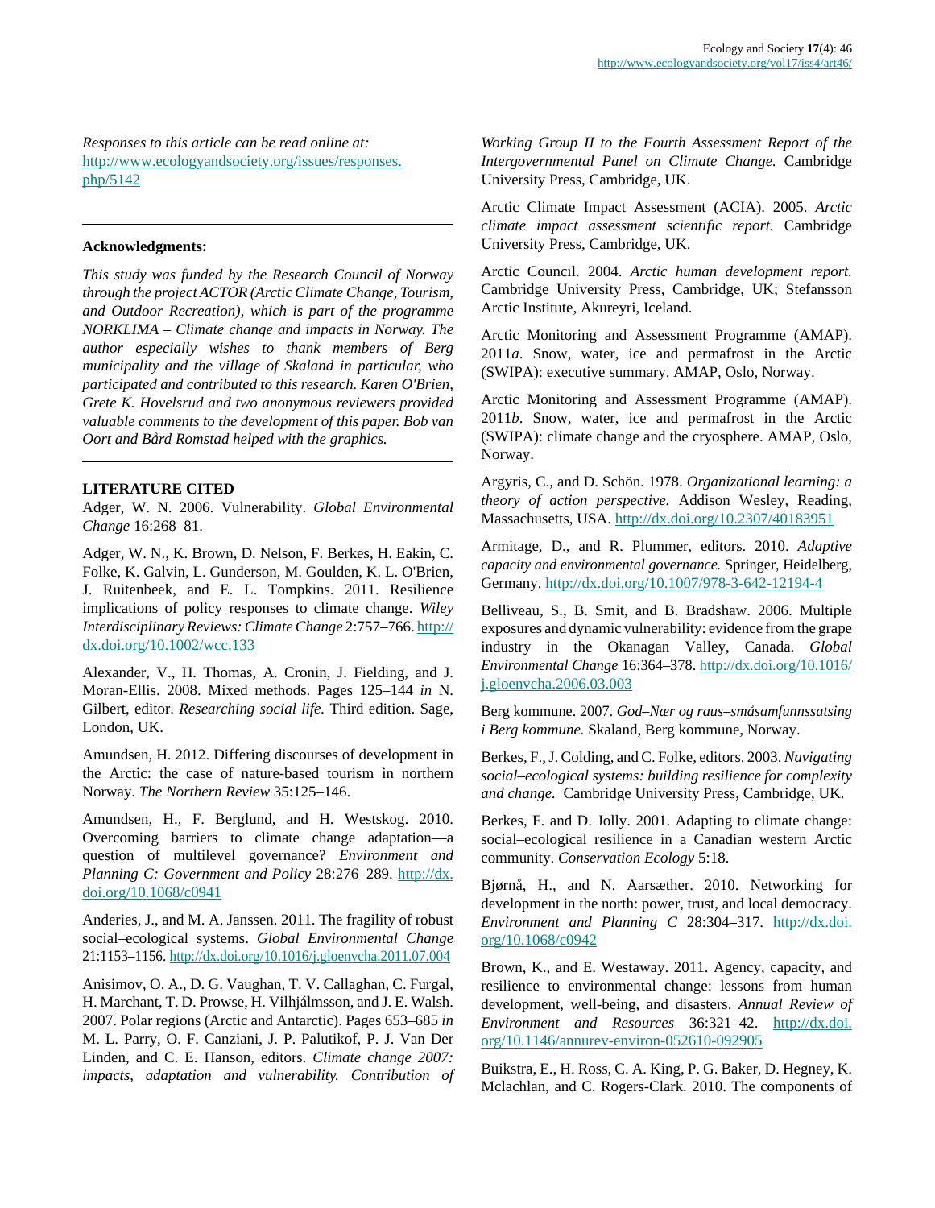*Responses to this article can be read online at:*
http://www.ecologyandsociety.org/issues/responses.php/5142

---

**Acknowledgments:**

*This study was funded by the Research Council of Norway through the project ACTOR (Arctic Climate Change, Tourism, and Outdoor Recreation), which is part of the programme NORKLIMA – Climate change and impacts in Norway. The author especially wishes to thank members of Berg municipality and the village of Skaland in particular, who participated and contributed to this research. Karen O'Brien, Grete K. Hovelsrud and two anonymous reviewers provided valuable comments to the development of this paper. Bob van Oort and Bård Romstad helped with the graphics.*

---

**LITERATURE CITED**

Adger, W. N. 2006. Vulnerability. *Global Environmental Change* 16:268–81.

Adger, W. N., K. Brown, D. Nelson, F. Berkes, H. Eakin, C. Folke, K. Galvin, L. Gunderson, M. Goulden, K. L. O'Brien, J. Ruitenbeek, and E. L. Tompkins. 2011. Resilience implications of policy responses to climate change. *Wiley Interdisciplinary Reviews: Climate Change* 2:757–766. http://dx.doi.org/10.1002/wcc.133

Alexander, V., H. Thomas, A. Cronin, J. Fielding, and J. Moran-Ellis. 2008. Mixed methods. Pages 125–144 *in* N. Gilbert, editor. *Researching social life.* Third edition. Sage, London, UK.

Amundsen, H. 2012. Differing discourses of development in the Arctic: the case of nature-based tourism in northern Norway. *The Northern Review* 35:125–146.

Amundsen, H., F. Berglund, and H. Westskog. 2010. Overcoming barriers to climate change adaptation—a question of multilevel governance? *Environment and Planning C: Government and Policy* 28:276–289. http://dx.doi.org/10.1068/c0941

Anderies, J., and M. A. Janssen. 2011. The fragility of robust social–ecological systems. *Global Environmental Change* 21:1153–1156. http://dx.doi.org/10.1016/j.gloenvcha.2011.07.004

Anisimov, O. A., D. G. Vaughan, T. V. Callaghan, C. Furgal, H. Marchant, T. D. Prowse, H. Vilhjálmsson, and J. E. Walsh. 2007. Polar regions (Arctic and Antarctic). Pages 653–685 *in* M. L. Parry, O. F. Canziani, J. P. Palutikof, P. J. Van Der Linden, and C. E. Hanson, editors. *Climate change 2007: impacts, adaptation and vulnerability. Contribution of Working Group II to the Fourth Assessment Report of the Intergovernmental Panel on Climate Change.* Cambridge University Press, Cambridge, UK.

Arctic Climate Impact Assessment (ACIA). 2005. *Arctic climate impact assessment scientific report.* Cambridge University Press, Cambridge, UK.

Arctic Council. 2004. *Arctic human development report.* Cambridge University Press, Cambridge, UK; Stefansson Arctic Institute, Akureyri, Iceland.

Arctic Monitoring and Assessment Programme (AMAP). 2011*a*. Snow, water, ice and permafrost in the Arctic (SWIPA): executive summary. AMAP, Oslo, Norway.

Arctic Monitoring and Assessment Programme (AMAP). 2011*b*. Snow, water, ice and permafrost in the Arctic (SWIPA): climate change and the cryosphere. AMAP, Oslo, Norway.

Argyris, C., and D. Schön. 1978. *Organizational learning: a theory of action perspective.* Addison Wesley, Reading, Massachusetts, USA. http://dx.doi.org/10.2307/40183951

Armitage, D., and R. Plummer, editors. 2010. *Adaptive capacity and environmental governance.* Springer, Heidelberg, Germany. http://dx.doi.org/10.1007/978-3-642-12194-4

Belliveau, S., B. Smit, and B. Bradshaw. 2006. Multiple exposures and dynamic vulnerability: evidence from the grape industry in the Okanagan Valley, Canada. *Global Environmental Change* 16:364–378. http://dx.doi.org/10.1016/j.gloenvcha.2006.03.003

Berg kommune. 2007. *God–Nær og raus–småsamfunnssatsing i Berg kommune.* Skaland, Berg kommune, Norway.

Berkes, F., J. Colding, and C. Folke, editors. 2003. *Navigating social–ecological systems: building resilience for complexity and change.* Cambridge University Press, Cambridge, UK.

Berkes, F. and D. Jolly. 2001. Adapting to climate change: social–ecological resilience in a Canadian western Arctic community. *Conservation Ecology* 5:18.

Bjørnå, H., and N. Aarsæther. 2010. Networking for development in the north: power, trust, and local democracy. *Environment and Planning C* 28:304–317. http://dx.doi.org/10.1068/c0942

Brown, K., and E. Westaway. 2011. Agency, capacity, and resilience to environmental change: lessons from human development, well-being, and disasters. *Annual Review of Environment and Resources* 36:321–42. http://dx.doi.org/10.1146/annurev-environ-052610-092905

Buikstra, E., H. Ross, C. A. King, P. G. Baker, D. Hegney, K. Mclachlan, and C. Rogers-Clark. 2010. The components of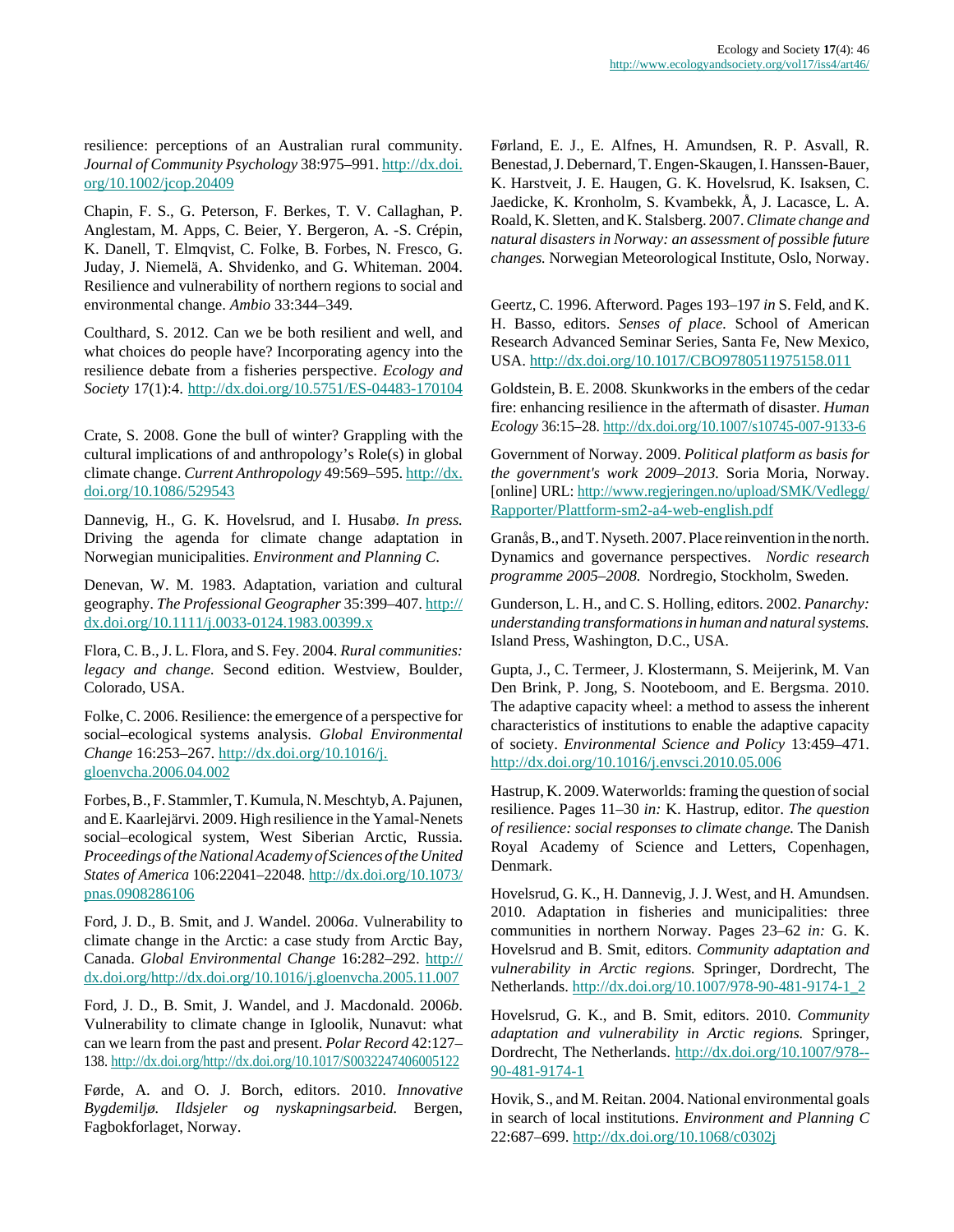resilience: perceptions of an Australian rural community. *Journal of Community Psychology* 38:975–991. http://dx.doi.org/10.1002/jcop.20409

Chapin, F. S., G. Peterson, F. Berkes, T. V. Callaghan, P. Anglestam, M. Apps, C. Beier, Y. Bergeron, A. -S. Crépin, K. Danell, T. Elmqvist, C. Folke, B. Forbes, N. Fresco, G. Juday, J. Niemelä, A. Shvidenko, and G. Whiteman. 2004. Resilience and vulnerability of northern regions to social and environmental change. *Ambio* 33:344–349.

Coulthard, S. 2012. Can we be both resilient and well, and what choices do people have? Incorporating agency into the resilience debate from a fisheries perspective. *Ecology and Society* 17(1):4. http://dx.doi.org/10.5751/ES-04483-170104

Crate, S. 2008. Gone the bull of winter? Grappling with the cultural implications of and anthropology's Role(s) in global climate change. *Current Anthropology* 49:569–595. http://dx.doi.org/10.1086/529543

Dannevig, H., G. K. Hovelsrud, and I. Husabø. *In press.* Driving the agenda for climate change adaptation in Norwegian municipalities. *Environment and Planning C.*

Denevan, W. M. 1983. Adaptation, variation and cultural geography. *The Professional Geographer* 35:399–407. http://dx.doi.org/10.1111/j.0033-0124.1983.00399.x

Flora, C. B., J. L. Flora, and S. Fey. 2004. *Rural communities: legacy and change.* Second edition. Westview, Boulder, Colorado, USA.

Folke, C. 2006. Resilience: the emergence of a perspective for social–ecological systems analysis. *Global Environmental Change* 16:253–267. http://dx.doi.org/10.1016/j.gloenvcha.2006.04.002

Forbes, B., F. Stammler, T. Kumula, N. Meschtyb, A. Pajunen, and E. Kaarlejärvi. 2009. High resilience in the Yamal-Nenets social–ecological system, West Siberian Arctic, Russia. *Proceedings of the National Academy of Sciences of the United States of America* 106:22041–22048. http://dx.doi.org/10.1073/pnas.0908286106

Ford, J. D., B. Smit, and J. Wandel. 2006*a*. Vulnerability to climate change in the Arctic: a case study from Arctic Bay, Canada. *Global Environmental Change* 16:282–292. http://dx.doi.org/http://dx.doi.org/10.1016/j.gloenvcha.2005.11.007

Ford, J. D., B. Smit, J. Wandel, and J. Macdonald. 2006*b*. Vulnerability to climate change in Igloolik, Nunavut: what can we learn from the past and present. *Polar Record* 42:127–138. http://dx.doi.org/http://dx.doi.org/10.1017/S0032247406005122

Førde, A. and O. J. Borch, editors. 2010. *Innovative Bygdemiljø. Ildsjeler og nyskapningsarbeid.* Bergen, Fagbokforlaget, Norway.

Førland, E. J., E. Alfnes, H. Amundsen, R. P. Asvall, R. Benestad, J. Debernard, T. Engen-Skaugen, I. Hanssen-Bauer, K. Harstveit, J. E. Haugen, G. K. Hovelsrud, K. Isaksen, C. Jaedicke, K. Kronholm, S. Kvambekk, Å, J. Lacasce, L. A. Roald, K. Sletten, and K. Stalsberg. 2007. *Climate change and natural disasters in Norway: an assessment of possible future changes.* Norwegian Meteorological Institute, Oslo, Norway.

Geertz, C. 1996. Afterword. Pages 193–197 *in* S. Feld, and K. H. Basso, editors. *Senses of place.* School of American Research Advanced Seminar Series, Santa Fe, New Mexico, USA. http://dx.doi.org/10.1017/CBO9780511975158.011

Goldstein, B. E. 2008. Skunkworks in the embers of the cedar fire: enhancing resilience in the aftermath of disaster. *Human Ecology* 36:15–28. http://dx.doi.org/10.1007/s10745-007-9133-6

Government of Norway. 2009. *Political platform as basis for the government's work 2009–2013.* Soria Moria, Norway. [online] URL: http://www.regjeringen.no/upload/SMK/Vedlegg/Rapporter/Plattform-sm2-a4-web-english.pdf

Granås, B., and T. Nyseth. 2007. Place reinvention in the north. Dynamics and governance perspectives. *Nordic research programme 2005–2008.* Nordregio, Stockholm, Sweden.

Gunderson, L. H., and C. S. Holling, editors. 2002. *Panarchy: understanding transformations in human and natural systems.* Island Press, Washington, D.C., USA.

Gupta, J., C. Termeer, J. Klostermann, S. Meijerink, M. Van Den Brink, P. Jong, S. Nooteboom, and E. Bergsma. 2010. The adaptive capacity wheel: a method to assess the inherent characteristics of institutions to enable the adaptive capacity of society. *Environmental Science and Policy* 13:459–471. http://dx.doi.org/10.1016/j.envsci.2010.05.006

Hastrup, K. 2009. Waterworlds: framing the question of social resilience. Pages 11–30 *in:* K. Hastrup, editor. *The question of resilience: social responses to climate change.* The Danish Royal Academy of Science and Letters, Copenhagen, Denmark.

Hovelsrud, G. K., H. Dannevig, J. J. West, and H. Amundsen. 2010. Adaptation in fisheries and municipalities: three communities in northern Norway. Pages 23–62 *in:* G. K. Hovelsrud and B. Smit, editors. *Community adaptation and vulnerability in Arctic regions.* Springer, Dordrecht, The Netherlands. http://dx.doi.org/10.1007/978-90-481-9174-1_2

Hovelsrud, G. K., and B. Smit, editors. 2010. *Community adaptation and vulnerability in Arctic regions.* Springer, Dordrecht, The Netherlands. http://dx.doi.org/10.1007/978--90-481-9174-1

Hovik, S., and M. Reitan. 2004. National environmental goals in search of local institutions. *Environment and Planning C* 22:687–699. http://dx.doi.org/10.1068/c0302j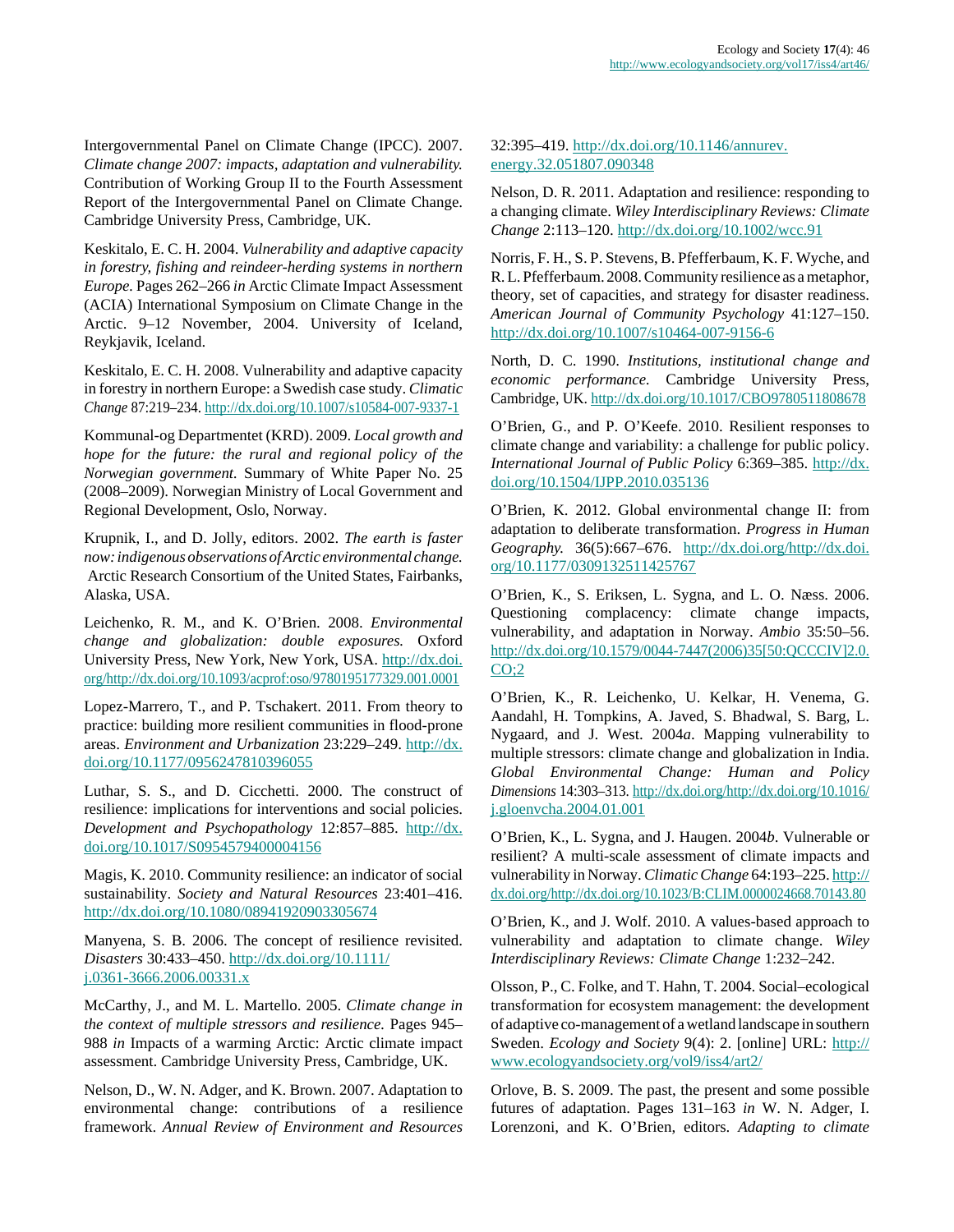Intergovernmental Panel on Climate Change (IPCC). 2007. *Climate change 2007: impacts, adaptation and vulnerability.* Contribution of Working Group II to the Fourth Assessment Report of the Intergovernmental Panel on Climate Change. Cambridge University Press, Cambridge, UK.

Keskitalo, E. C. H. 2004. *Vulnerability and adaptive capacity in forestry, fishing and reindeer-herding systems in northern Europe.* Pages 262–266 *in* Arctic Climate Impact Assessment (ACIA) International Symposium on Climate Change in the Arctic. 9–12 November, 2004. University of Iceland, Reykjavik, Iceland.

Keskitalo, E. C. H. 2008. Vulnerability and adaptive capacity in forestry in northern Europe: a Swedish case study. *Climatic Change* 87:219–234. http://dx.doi.org/10.1007/s10584-007-9337-1

Kommunal-og Departmentet (KRD). 2009. *Local growth and hope for the future: the rural and regional policy of the Norwegian government.* Summary of White Paper No. 25 (2008–2009). Norwegian Ministry of Local Government and Regional Development, Oslo, Norway.

Krupnik, I., and D. Jolly, editors. 2002. *The earth is faster now: indigenous observations of Arctic environmental change.* Arctic Research Consortium of the United States, Fairbanks, Alaska, USA.

Leichenko, R. M., and K. O'Brien. 2008. *Environmental change and globalization: double exposures.* Oxford University Press, New York, New York, USA. http://dx.doi.org/http://dx.doi.org/10.1093/acprof:oso/9780195177329.001.0001

Lopez-Marrero, T., and P. Tschakert. 2011. From theory to practice: building more resilient communities in flood-prone areas. *Environment and Urbanization* 23:229–249. http://dx.doi.org/10.1177/0956247810396055

Luthar, S. S., and D. Cicchetti. 2000. The construct of resilience: implications for interventions and social policies. *Development and Psychopathology* 12:857–885. http://dx.doi.org/10.1017/S0954579400004156

Magis, K. 2010. Community resilience: an indicator of social sustainability. *Society and Natural Resources* 23:401–416. http://dx.doi.org/10.1080/08941920903305674

Manyena, S. B. 2006. The concept of resilience revisited. *Disasters* 30:433–450. http://dx.doi.org/10.1111/j.0361-3666.2006.00331.x

McCarthy, J., and M. L. Martello. 2005. *Climate change in the context of multiple stressors and resilience.* Pages 945–988 *in* Impacts of a warming Arctic: Arctic climate impact assessment. Cambridge University Press, Cambridge, UK.

Nelson, D., W. N. Adger, and K. Brown. 2007. Adaptation to environmental change: contributions of a resilience framework. *Annual Review of Environment and Resources* 32:395–419. http://dx.doi.org/10.1146/annurev.energy.32.051807.090348

Nelson, D. R. 2011. Adaptation and resilience: responding to a changing climate. *Wiley Interdisciplinary Reviews: Climate Change* 2:113–120. http://dx.doi.org/10.1002/wcc.91

Norris, F. H., S. P. Stevens, B. Pfefferbaum, K. F. Wyche, and R. L. Pfefferbaum. 2008. Community resilience as a metaphor, theory, set of capacities, and strategy for disaster readiness. *American Journal of Community Psychology* 41:127–150. http://dx.doi.org/10.1007/s10464-007-9156-6

North, D. C. 1990. *Institutions, institutional change and economic performance.* Cambridge University Press, Cambridge, UK. http://dx.doi.org/10.1017/CBO9780511808678

O'Brien, G., and P. O'Keefe. 2010. Resilient responses to climate change and variability: a challenge for public policy. *International Journal of Public Policy* 6:369–385. http://dx.doi.org/10.1504/IJPP.2010.035136

O'Brien, K. 2012. Global environmental change II: from adaptation to deliberate transformation. *Progress in Human Geography.* 36(5):667–676. http://dx.doi.org/http://dx.doi.org/10.1177/0309132511425767

O'Brien, K., S. Eriksen, L. Sygna, and L. O. Næss. 2006. Questioning complacency: climate change impacts, vulnerability, and adaptation in Norway. *Ambio* 35:50–56. http://dx.doi.org/10.1579/0044-7447(2006)35[50:QCCCIV]2.0.CO;2

O'Brien, K., R. Leichenko, U. Kelkar, H. Venema, G. Aandahl, H. Tompkins, A. Javed, S. Bhadwal, S. Barg, L. Nygaard, and J. West. 2004*a*. Mapping vulnerability to multiple stressors: climate change and globalization in India. *Global Environmental Change: Human and Policy Dimensions* 14:303–313. http://dx.doi.org/http://dx.doi.org/10.1016/j.gloenvcha.2004.01.001

O'Brien, K., L. Sygna, and J. Haugen. 2004*b*. Vulnerable or resilient? A multi-scale assessment of climate impacts and vulnerability in Norway. *Climatic Change* 64:193–225. http://dx.doi.org/http://dx.doi.org/10.1023/B:CLIM.0000024668.70143.80

O'Brien, K., and J. Wolf. 2010. A values-based approach to vulnerability and adaptation to climate change. *Wiley Interdisciplinary Reviews: Climate Change* 1:232–242.

Olsson, P., C. Folke, and T. Hahn, T. 2004. Social–ecological transformation for ecosystem management: the development of adaptive co-management of a wetland landscape in southern Sweden. *Ecology and Society* 9(4): 2. [online] URL: http://www.ecologyandsociety.org/vol9/iss4/art2/

Orlove, B. S. 2009. The past, the present and some possible futures of adaptation. Pages 131–163 *in* W. N. Adger, I. Lorenzoni, and K. O'Brien, editors. *Adapting to climate*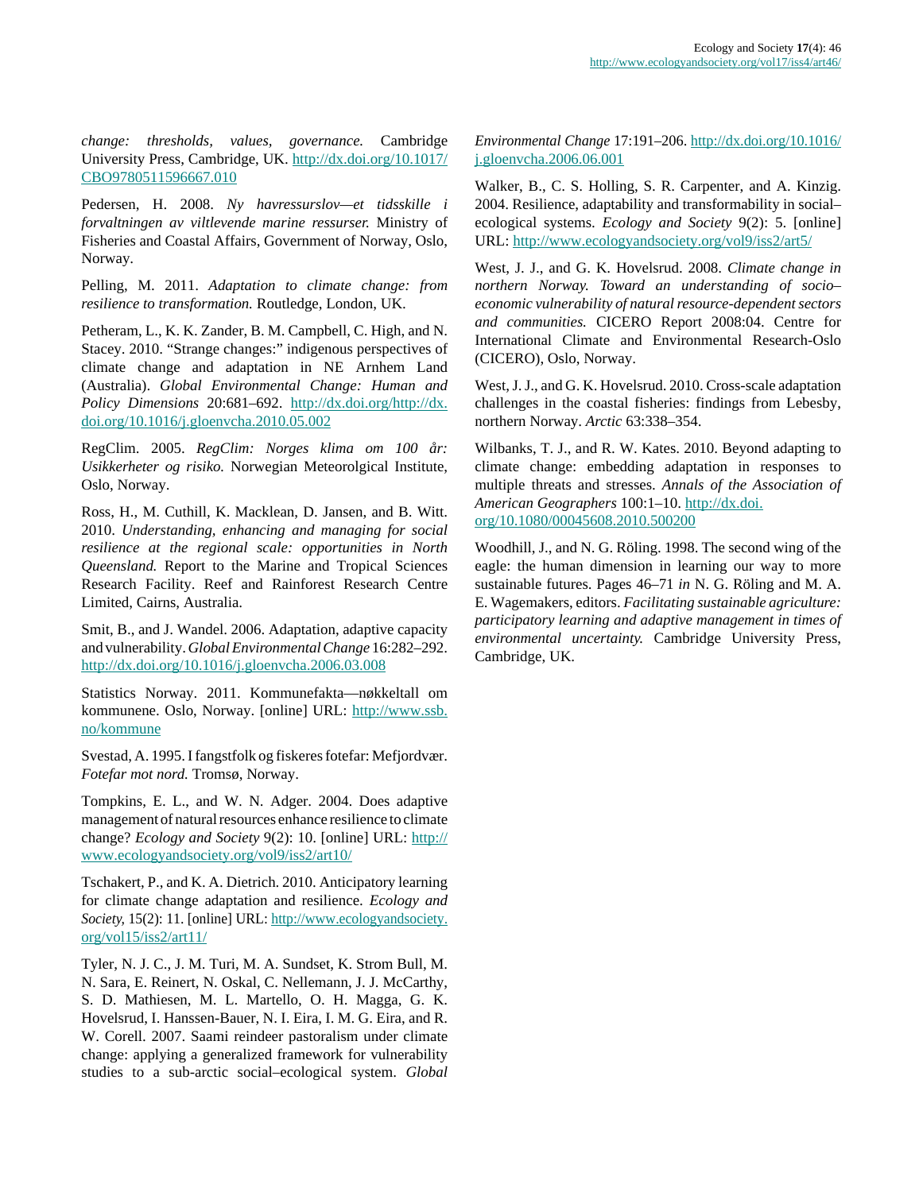*change: thresholds, values, governance.* Cambridge University Press, Cambridge, UK. http://dx.doi.org/10.1017/CBO9780511596667.010

Pedersen, H. 2008. *Ny havressurslov—et tidsskille i forvaltningen av viltlevende marine ressurser.* Ministry of Fisheries and Coastal Affairs, Government of Norway, Oslo, Norway.

Pelling, M. 2011. *Adaptation to climate change: from resilience to transformation.* Routledge, London, UK.

Petheram, L., K. K. Zander, B. M. Campbell, C. High, and N. Stacey. 2010. "Strange changes:" indigenous perspectives of climate change and adaptation in NE Arnhem Land (Australia). *Global Environmental Change: Human and Policy Dimensions* 20:681–692. http://dx.doi.org/http://dx.doi.org/10.1016/j.gloenvcha.2010.05.002

RegClim. 2005. *RegClim: Norges klima om 100 år: Usikkerheter og risiko.* Norwegian Meteorolgical Institute, Oslo, Norway.

Ross, H., M. Cuthill, K. Macklean, D. Jansen, and B. Witt. 2010. *Understanding, enhancing and managing for social resilience at the regional scale: opportunities in North Queensland.* Report to the Marine and Tropical Sciences Research Facility. Reef and Rainforest Research Centre Limited, Cairns, Australia.

Smit, B., and J. Wandel. 2006. Adaptation, adaptive capacity and vulnerability. *Global Environmental Change* 16:282–292. http://dx.doi.org/10.1016/j.gloenvcha.2006.03.008

Statistics Norway. 2011. Kommunefakta—nøkkeltall om kommunene. Oslo, Norway. [online] URL: http://www.ssb.no/kommune

Svestad, A. 1995. I fangstfolk og fiskeres fotefar: Mefjordvær. *Fotefar mot nord.* Tromsø, Norway.

Tompkins, E. L., and W. N. Adger. 2004. Does adaptive management of natural resources enhance resilience to climate change? *Ecology and Society* 9(2): 10. [online] URL: http://www.ecologyandsociety.org/vol9/iss2/art10/

Tschakert, P., and K. A. Dietrich. 2010. Anticipatory learning for climate change adaptation and resilience. *Ecology and Society,* 15(2): 11. [online] URL: http://www.ecologyandsociety.org/vol15/iss2/art11/

Tyler, N. J. C., J. M. Turi, M. A. Sundset, K. Strom Bull, M. N. Sara, E. Reinert, N. Oskal, C. Nellemann, J. J. McCarthy, S. D. Mathiesen, M. L. Martello, O. H. Magga, G. K. Hovelsrud, I. Hanssen-Bauer, N. I. Eira, I. M. G. Eira, and R. W. Corell. 2007. Saami reindeer pastoralism under climate change: applying a generalized framework for vulnerability studies to a sub-arctic social–ecological system. *Global Environmental Change* 17:191–206. http://dx.doi.org/10.1016/j.gloenvcha.2006.06.001

Walker, B., C. S. Holling, S. R. Carpenter, and A. Kinzig. 2004. Resilience, adaptability and transformability in social–ecological systems. *Ecology and Society* 9(2): 5. [online] URL: http://www.ecologyandsociety.org/vol9/iss2/art5/

West, J. J., and G. K. Hovelsrud. 2008. *Climate change in northern Norway. Toward an understanding of socio–economic vulnerability of natural resource-dependent sectors and communities.* CICERO Report 2008:04. Centre for International Climate and Environmental Research-Oslo (CICERO), Oslo, Norway.

West, J. J., and G. K. Hovelsrud. 2010. Cross-scale adaptation challenges in the coastal fisheries: findings from Lebesby, northern Norway. *Arctic* 63:338–354.

Wilbanks, T. J., and R. W. Kates. 2010. Beyond adapting to climate change: embedding adaptation in responses to multiple threats and stresses. *Annals of the Association of American Geographers* 100:1–10. http://dx.doi.org/10.1080/00045608.2010.500200

Woodhill, J., and N. G. Röling. 1998. The second wing of the eagle: the human dimension in learning our way to more sustainable futures. Pages 46–71 *in* N. G. Röling and M. A. E. Wagemakers, editors. *Facilitating sustainable agriculture: participatory learning and adaptive management in times of environmental uncertainty.* Cambridge University Press, Cambridge, UK.